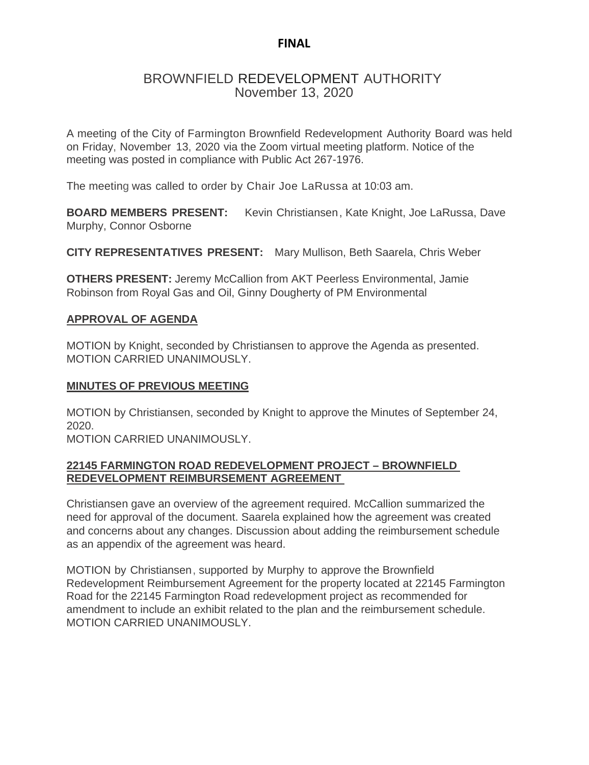**FINAL**

# BROWNFIELD REDEVELOPMENT AUTHORITY
November 13, 2020

A meeting of the City of Farmington Brownfield Redevelopment Authority Board was held on Friday, November 13, 2020 via the Zoom virtual meeting platform. Notice of the meeting was posted in compliance with Public Act 267-1976.

The meeting was called to order by Chair Joe LaRussa at 10:03 am.

**BOARD MEMBERS PRESENT:** Kevin Christiansen, Kate Knight, Joe LaRussa, Dave Murphy, Connor Osborne

**CITY REPRESENTATIVES PRESENT:** Mary Mullison, Beth Saarela, Chris Weber

**OTHERS PRESENT:** Jeremy McCallion from AKT Peerless Environmental, Jamie Robinson from Royal Gas and Oil, Ginny Dougherty of PM Environmental

## APPROVAL OF AGENDA

MOTION by Knight, seconded by Christiansen to approve the Agenda as presented.
MOTION CARRIED UNANIMOUSLY.

## MINUTES OF PREVIOUS MEETING

MOTION by Christiansen, seconded by Knight to approve the Minutes of September 24, 2020.
MOTION CARRIED UNANIMOUSLY.

## 22145 FARMINGTON ROAD REDEVELOPMENT PROJECT – BROWNFIELD REDEVELOPMENT REIMBURSEMENT AGREEMENT

Christiansen gave an overview of the agreement required. McCallion summarized the need for approval of the document. Saarela explained how the agreement was created and concerns about any changes. Discussion about adding the reimbursement schedule as an appendix of the agreement was heard.

MOTION by Christiansen, supported by Murphy to approve the Brownfield Redevelopment Reimbursement Agreement for the property located at 22145 Farmington Road for the 22145 Farmington Road redevelopment project as recommended for amendment to include an exhibit related to the plan and the reimbursement schedule.
MOTION CARRIED UNANIMOUSLY.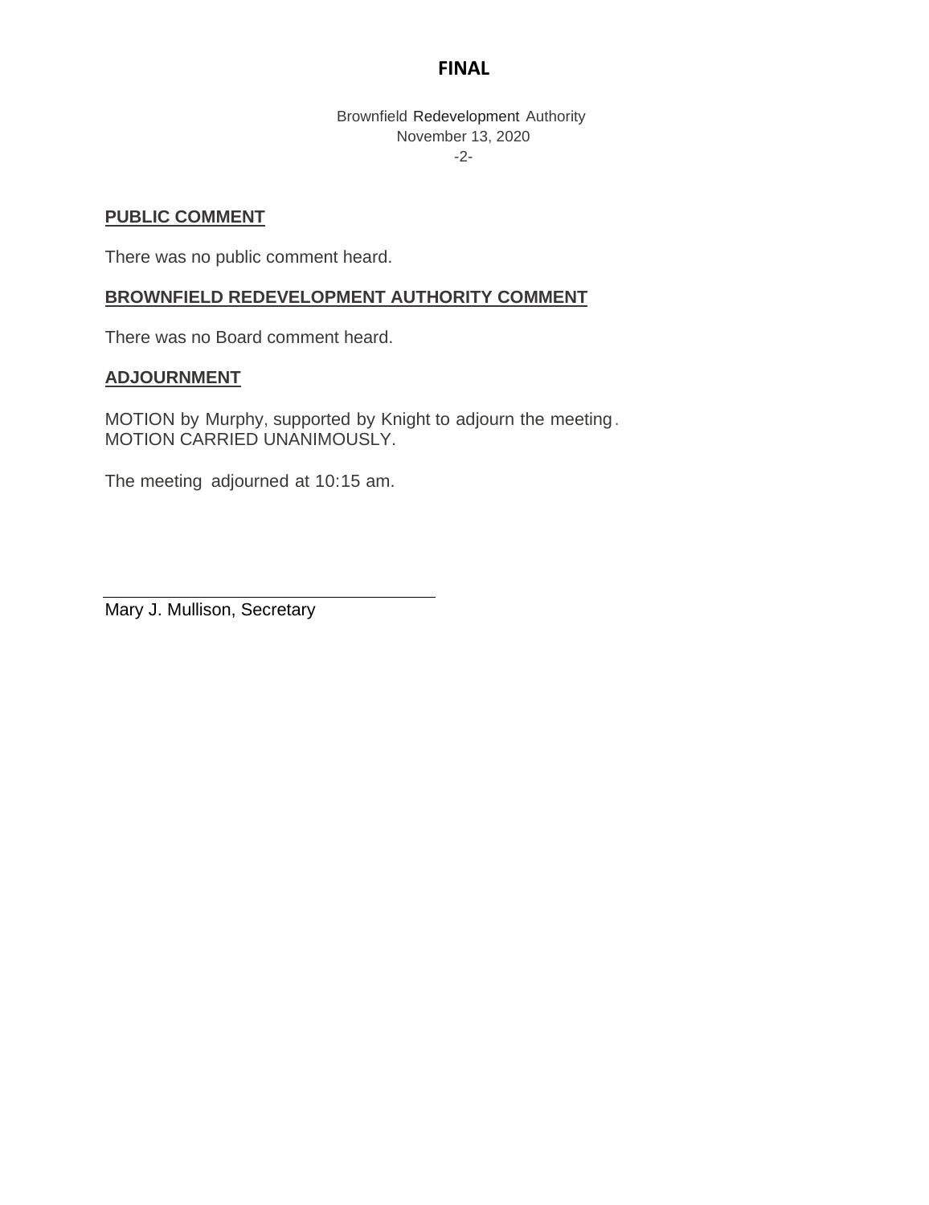**FINAL**

## PUBLIC COMMENT

There was no public comment heard.

## BROWNFIELD REDEVELOPMENT AUTHORITY COMMENT

There was no Board comment heard.

## ADJOURNMENT

MOTION by Murphy, supported by Knight to adjourn the meeting.
MOTION CARRIED UNANIMOUSLY.

The meeting adjourned at 10:15 am.

\_\_\_\_\_\_\_\_\_\_\_\_\_\_\_\_\_\_\_\_\_\_\_\_\_\_\_\_\_\_\_\_\_\_\_\_

Mary J. Mullison, Secretary